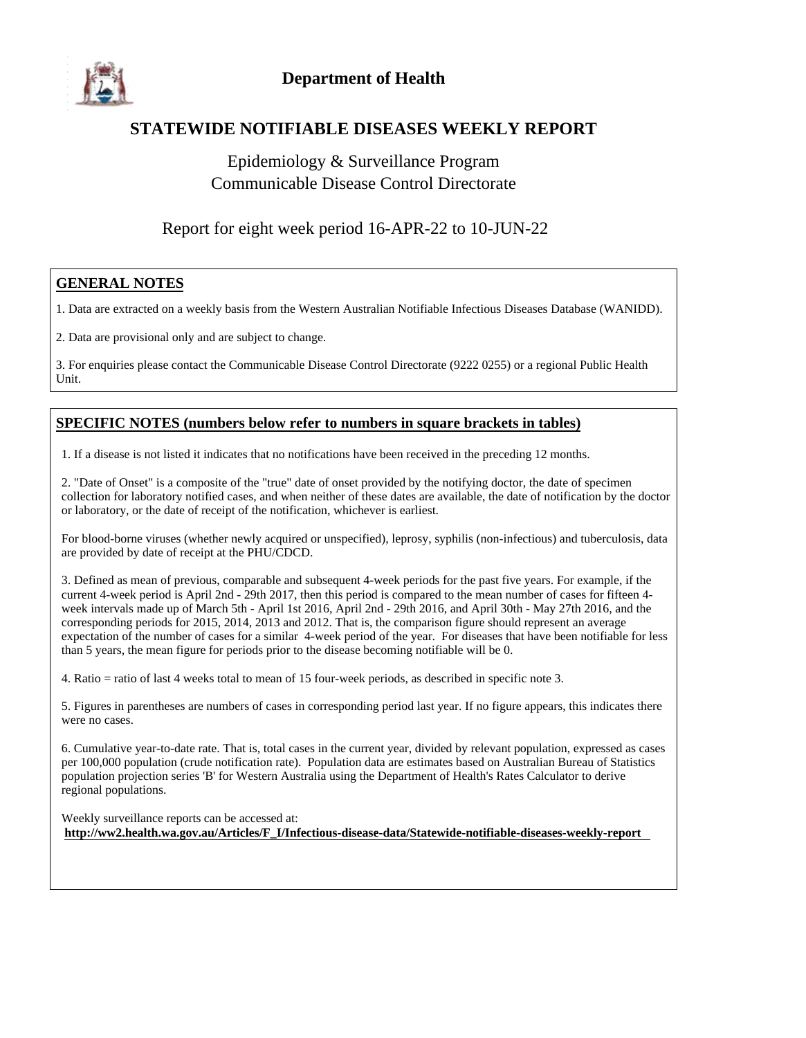# Department of Health

## STATEWIDE NOTIFIABLE DISEASES WEEKLY REPORT

Epidemiology & Surveillance Program
Communicable Disease Control Directorate

Report for eight week period 16-APR-22 to 10-JUN-22

### GENERAL NOTES

1. Data are extracted on a weekly basis from the Western Australian Notifiable Infectious Diseases Database (WANIDD).

2. Data are provisional only and are subject to change.

3. For enquiries please contact the Communicable Disease Control Directorate (9222 0255) or a regional Public Health Unit.

### SPECIFIC NOTES (numbers below refer to numbers in square brackets in tables)

1. If a disease is not listed it indicates that no notifications have been received in the preceding 12 months.

2. "Date of Onset" is a composite of the "true" date of onset provided by the notifying doctor, the date of specimen collection for laboratory notified cases, and when neither of these dates are available, the date of notification by the doctor or laboratory, or the date of receipt of the notification, whichever is earliest.

For blood-borne viruses (whether newly acquired or unspecified), leprosy, syphilis (non-infectious) and tuberculosis, data are provided by date of receipt at the PHU/CDCD.

3. Defined as mean of previous, comparable and subsequent 4-week periods for the past five years. For example, if the current 4-week period is April 2nd - 29th 2017, then this period is compared to the mean number of cases for fifteen 4-week intervals made up of March 5th - April 1st 2016, April 2nd - 29th 2016, and April 30th - May 27th 2016, and the corresponding periods for 2015, 2014, 2013 and 2012. That is, the comparison figure should represent an average expectation of the number of cases for a similar 4-week period of the year. For diseases that have been notifiable for less than 5 years, the mean figure for periods prior to the disease becoming notifiable will be 0.

4. Ratio = ratio of last 4 weeks total to mean of 15 four-week periods, as described in specific note 3.

5. Figures in parentheses are numbers of cases in corresponding period last year. If no figure appears, this indicates there were no cases.

6. Cumulative year-to-date rate. That is, total cases in the current year, divided by relevant population, expressed as cases per 100,000 population (crude notification rate). Population data are estimates based on Australian Bureau of Statistics population projection series 'B' for Western Australia using the Department of Health's Rates Calculator to derive regional populations.

Weekly surveillance reports can be accessed at:
**http://ww2.health.wa.gov.au/Articles/F_I/Infectious-disease-data/Statewide-notifiable-diseases-weekly-report**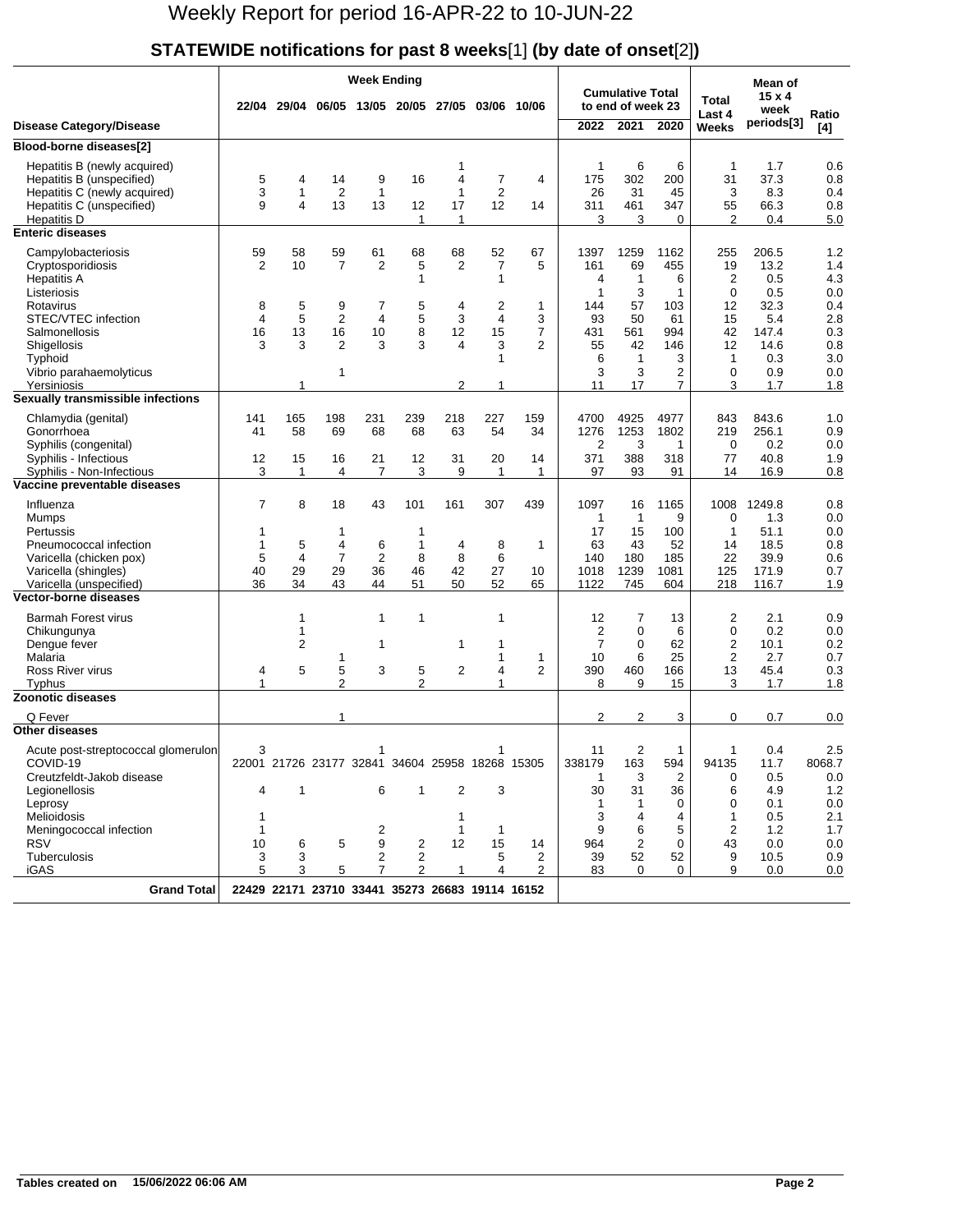# Weekly Report for period 16-APR-22 to 10-JUN-22

## STATEWIDE notifications for past 8 weeks[1] (by date of onset[2])

| Disease Category/Disease | Week Ending 22/04 | 29/04 | 06/05 | 13/05 | 20/05 | 27/05 | 03/06 | 10/06 | Cumulative Total to end of week 23 2022 | 2021 | 2020 | Total Last 4 Weeks | Mean of 15 x 4 week periods[3] | Ratio [4] |
|---|---|---|---|---|---|---|---|---|---|---|---|---|---|---|
| **Blood-borne diseases[2]** | | | | | | | | | | | | | | |
| Hepatitis B (newly acquired) | | | | | | 1 | | | 1 | 6 | 6 | 1 | 1.7 | 0.6 |
| Hepatitis B (unspecified) | 5 | 4 | 14 | 9 | 16 | 4 | 7 | 4 | 175 | 302 | 200 | 31 | 37.3 | 0.8 |
| Hepatitis C (newly acquired) | 3 | 1 | 2 | 1 | | 1 | 2 | | 26 | 31 | 45 | 3 | 8.3 | 0.4 |
| Hepatitis C (unspecified) | 9 | 4 | 13 | 13 | 12 | 17 | 12 | 14 | 311 | 461 | 347 | 55 | 66.3 | 0.8 |
| Hepatitis D | | | | | 1 | 1 | | | 3 | 3 | 0 | 2 | 0.4 | 5.0 |
| **Enteric diseases** | | | | | | | | | | | | | | |
| Campylobacteriosis | 59 | 58 | 59 | 61 | 68 | 68 | 52 | 67 | 1397 | 1259 | 1162 | 255 | 206.5 | 1.2 |
| Cryptosporidiosis | 2 | 10 | 7 | 2 | 5 | 2 | 7 | 5 | 161 | 69 | 455 | 19 | 13.2 | 1.4 |
| Hepatitis A | | | | | 1 | | 1 | | 4 | 1 | 6 | 2 | 0.5 | 4.3 |
| Listeriosis | | | | | | | | | 1 | 3 | 1 | 0 | 0.5 | 0.0 |
| Rotavirus | 8 | 5 | 9 | 7 | 5 | 4 | 2 | 1 | 144 | 57 | 103 | 12 | 32.3 | 0.4 |
| STEC/VTEC infection | 4 | 5 | 2 | 4 | 5 | 3 | 4 | 3 | 93 | 50 | 61 | 15 | 5.4 | 2.8 |
| Salmonellosis | 16 | 13 | 16 | 10 | 8 | 12 | 15 | 7 | 431 | 561 | 994 | 42 | 147.4 | 0.3 |
| Shigellosis | 3 | 3 | 2 | 3 | 3 | 4 | 3 | 2 | 55 | 42 | 146 | 12 | 14.6 | 0.8 |
| Typhoid | | | | | | | 1 | | 6 | 1 | 3 | 1 | 0.3 | 3.0 |
| Vibrio parahaemolyticus | | | 1 | | | | | | 3 | 3 | 2 | 0 | 0.9 | 0.0 |
| Yersiniosis | | 1 | | | | 2 | 1 | | 11 | 17 | 7 | 3 | 1.7 | 1.8 |
| **Sexually transmissible infections** | | | | | | | | | | | | | | |
| Chlamydia (genital) | 141 | 165 | 198 | 231 | 239 | 218 | 227 | 159 | 4700 | 4925 | 4977 | 843 | 843.6 | 1.0 |
| Gonorrhoea | 41 | 58 | 69 | 68 | 68 | 63 | 54 | 34 | 1276 | 1253 | 1802 | 219 | 256.1 | 0.9 |
| Syphilis (congenital) | | | | | | | | | 2 | 3 | 1 | 0 | 0.2 | 0.0 |
| Syphilis - Infectious | 12 | 15 | 16 | 21 | 12 | 31 | 20 | 14 | 371 | 388 | 318 | 77 | 40.8 | 1.9 |
| Syphilis - Non-Infectious | 3 | 1 | 4 | 7 | 3 | 9 | 1 | 1 | 97 | 93 | 91 | 14 | 16.9 | 0.8 |
| **Vaccine preventable diseases** | | | | | | | | | | | | | | |
| Influenza | 7 | 8 | 18 | 43 | 101 | 161 | 307 | 439 | 1097 | 16 | 1165 | 1008 | 1249.8 | 0.8 |
| Mumps | | | | | | | | | 1 | 1 | 9 | 0 | 1.3 | 0.0 |
| Pertussis | 1 | | 1 | | 1 | | | | 17 | 15 | 100 | 1 | 51.1 | 0.0 |
| Pneumococcal infection | 1 | 5 | 4 | 6 | 1 | 4 | 8 | 1 | 63 | 43 | 52 | 14 | 18.5 | 0.8 |
| Varicella (chicken pox) | 5 | 4 | 7 | 2 | 8 | 8 | 6 | | 140 | 180 | 185 | 22 | 39.9 | 0.6 |
| Varicella (shingles) | 40 | 29 | 29 | 36 | 46 | 42 | 27 | 10 | 1018 | 1239 | 1081 | 125 | 171.9 | 0.7 |
| Varicella (unspecified) | 36 | 34 | 43 | 44 | 51 | 50 | 52 | 65 | 1122 | 745 | 604 | 218 | 116.7 | 1.9 |
| **Vector-borne diseases** | | | | | | | | | | | | | | |
| Barmah Forest virus | | 1 | | 1 | 1 | | 1 | | 12 | 7 | 13 | 2 | 2.1 | 0.9 |
| Chikungunya | | 1 | | | | | | | 2 | 0 | 6 | 0 | 0.2 | 0.0 |
| Dengue fever | | 2 | | 1 | | 1 | 1 | | 7 | 0 | 62 | 2 | 10.1 | 0.2 |
| Malaria | | | 1 | | | | 1 | 1 | 10 | 6 | 25 | 2 | 2.7 | 0.7 |
| Ross River virus | 4 | 5 | 5 | 3 | 5 | 2 | 4 | 2 | 390 | 460 | 166 | 13 | 45.4 | 0.3 |
| Typhus | 1 | | 2 | | 2 | | 1 | | 8 | 9 | 15 | 3 | 1.7 | 1.8 |
| **Zoonotic diseases** | | | | | | | | | | | | | | |
| Q Fever | | | 1 | | | | | | 2 | 2 | 3 | 0 | 0.7 | 0.0 |
| **Other diseases** | | | | | | | | | | | | | | |
| Acute post-streptococcal glomerulon | 3 | | | 1 | | | 1 | | 11 | 2 | 1 | 1 | 0.4 | 2.5 |
| COVID-19 | 22001 | 21726 | 23177 | 32841 | 34604 | 25958 | 18268 | 15305 | 338179 | 163 | 594 | 94135 | 11.7 | 8068.7 |
| Creutzfeldt-Jakob disease | | | | | | | | | 1 | 3 | 2 | 0 | 0.5 | 0.0 |
| Legionellosis | 4 | 1 | | 6 | 1 | 2 | 3 | | 30 | 31 | 36 | 6 | 4.9 | 1.2 |
| Leprosy | | | | | | | | | 1 | 1 | 0 | 0 | 0.1 | 0.0 |
| Melioidosis | 1 | | | | | 1 | | | 3 | 4 | 4 | 1 | 0.5 | 2.1 |
| Meningococcal infection | 1 | | | 2 | | 1 | 1 | | 9 | 6 | 5 | 2 | 1.2 | 1.7 |
| RSV | 10 | 6 | 5 | 9 | 2 | 12 | 15 | 14 | 964 | 2 | 0 | 43 | 0.0 | 0.0 |
| Tuberculosis | 3 | 3 | | 2 | 2 | | 5 | 2 | 39 | 52 | 52 | 9 | 10.5 | 0.9 |
| iGAS | 5 | 3 | 5 | 7 | 2 | 1 | 4 | 2 | 83 | 0 | 0 | 9 | 0.0 | 0.0 |
| **Grand Total** | 22429 | 22171 | 23710 | 33441 | 35273 | 26683 | 19114 | 16152 | | | | | | |

Tables created on 15/06/2022 06:06 AM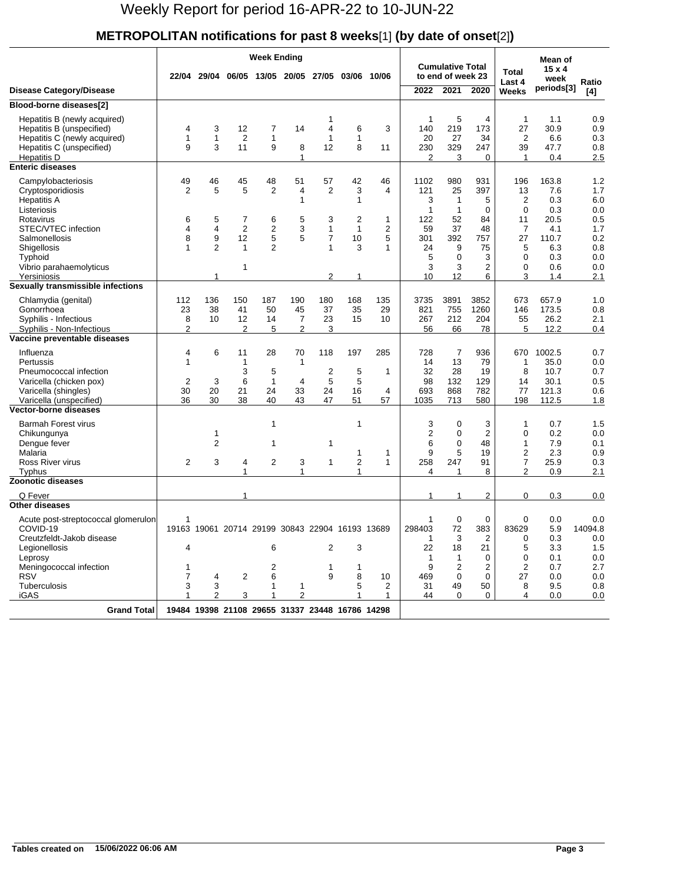# Weekly Report for period 16-APR-22 to 10-JUN-22

## METROPOLITAN notifications for past 8 weeks[1] (by date of onset[2])

| Disease Category/Disease | Week Ending | | | | | | | | Cumulative Total to end of week 23 | | | Total Last 4 Weeks | Mean of 15 x 4 week periods[3] | Ratio [4] |
|---|---|---|---|---|---|---|---|---|---|---|---|---|---|---|
| | 22/04 | 29/04 | 06/05 | 13/05 | 20/05 | 27/05 | 03/06 | 10/06 | 2022 | 2021 | 2020 | | | |
| **Blood-borne diseases[2]** | | | | | | | | | | | | | | |
| Hepatitis B (newly acquired) | | | | | | 1 | | | 1 | 5 | 4 | 1 | 1.1 | 0.9 |
| Hepatitis B (unspecified) | 4 | 3 | 12 | 7 | 14 | 4 | 6 | 3 | 140 | 219 | 173 | 27 | 30.9 | 0.9 |
| Hepatitis C (newly acquired) | 1 | 1 | 2 | 1 | | 1 | 1 | | 20 | 27 | 34 | 2 | 6.6 | 0.3 |
| Hepatitis C (unspecified) | 9 | 3 | 11 | 9 | 8 | 12 | 8 | 11 | 230 | 329 | 247 | 39 | 47.7 | 0.8 |
| Hepatitis D | | | | | 1 | | | | 2 | 3 | 0 | 1 | 0.4 | 2.5 |
| **Enteric diseases** | | | | | | | | | | | | | | |
| Campylobacteriosis | 49 | 46 | 45 | 48 | 51 | 57 | 42 | 46 | 1102 | 980 | 931 | 196 | 163.8 | 1.2 |
| Cryptosporidiosis | 2 | 5 | 5 | 2 | 4 | 2 | 3 | 4 | 121 | 25 | 397 | 13 | 7.6 | 1.7 |
| Hepatitis A | | | | | 1 | | 1 | | 3 | 1 | 5 | 2 | 0.3 | 6.0 |
| Listeriosis | | | | | | | | | 1 | 1 | 0 | 0 | 0.3 | 0.0 |
| Rotavirus | 6 | 5 | 7 | 6 | 5 | 3 | 2 | 1 | 122 | 52 | 84 | 11 | 20.5 | 0.5 |
| STEC/VTEC infection | 4 | 4 | 2 | 2 | 3 | 1 | 1 | 2 | 59 | 37 | 48 | 7 | 4.1 | 1.7 |
| Salmonellosis | 8 | 9 | 12 | 5 | 5 | 7 | 10 | 5 | 301 | 392 | 757 | 27 | 110.7 | 0.2 |
| Shigellosis | 1 | 2 | 1 | 2 | | 1 | 3 | 1 | 24 | 9 | 75 | 5 | 6.3 | 0.8 |
| Typhoid | | | | | | | | | 5 | 0 | 3 | 0 | 0.3 | 0.0 |
| Vibrio parahaemolyticus | | | 1 | | | | | | 3 | 3 | 2 | 0 | 0.6 | 0.0 |
| Yersiniosis | | 1 | | | | 2 | 1 | | 10 | 12 | 6 | 3 | 1.4 | 2.1 |
| **Sexually transmissible infections** | | | | | | | | | | | | | | |
| Chlamydia (genital) | 112 | 136 | 150 | 187 | 190 | 180 | 168 | 135 | 3735 | 3891 | 3852 | 673 | 657.9 | 1.0 |
| Gonorrhoea | 23 | 38 | 41 | 50 | 45 | 37 | 35 | 29 | 821 | 755 | 1260 | 146 | 173.5 | 0.8 |
| Syphilis - Infectious | 8 | 10 | 12 | 14 | 7 | 23 | 15 | 10 | 267 | 212 | 204 | 55 | 26.2 | 2.1 |
| Syphilis - Non-Infectious | 2 | | 2 | 5 | 2 | 3 | | | 56 | 66 | 78 | 5 | 12.2 | 0.4 |
| **Vaccine preventable diseases** | | | | | | | | | | | | | | |
| Influenza | 4 | 6 | 11 | 28 | 70 | 118 | 197 | 285 | 728 | 7 | 936 | 670 | 1002.5 | 0.7 |
| Pertussis | 1 | | 1 | | 1 | | | | 14 | 13 | 79 | 1 | 35.0 | 0.0 |
| Pneumococcal infection | | | 3 | 5 | | 2 | 5 | 1 | 32 | 28 | 19 | 8 | 10.7 | 0.7 |
| Varicella (chicken pox) | 2 | 3 | 6 | 1 | 4 | 5 | 5 | | 98 | 132 | 129 | 14 | 30.1 | 0.5 |
| Varicella (shingles) | 30 | 20 | 21 | 24 | 33 | 24 | 16 | 4 | 693 | 868 | 782 | 77 | 121.3 | 0.6 |
| Varicella (unspecified) | 36 | 30 | 38 | 40 | 43 | 47 | 51 | 57 | 1035 | 713 | 580 | 198 | 112.5 | 1.8 |
| **Vector-borne diseases** | | | | | | | | | | | | | | |
| Barmah Forest virus | | | | 1 | | | 1 | | 3 | 0 | 3 | 1 | 0.7 | 1.5 |
| Chikungunya | | 1 | | | | | | | 2 | 0 | 2 | 0 | 0.2 | 0.0 |
| Dengue fever | | 2 | | 1 | | 1 | | | 6 | 0 | 48 | 1 | 7.9 | 0.1 |
| Malaria | | | | | | | 1 | 1 | 9 | 5 | 19 | 2 | 2.3 | 0.9 |
| Ross River virus | 2 | 3 | 4 | 2 | 3 | 1 | 2 | 1 | 258 | 247 | 91 | 7 | 25.9 | 0.3 |
| Typhus | | | 1 | | 1 | | 1 | | 4 | 1 | 8 | 2 | 0.9 | 2.1 |
| **Zoonotic diseases** | | | | | | | | | | | | | | |
| Q Fever | | | 1 | | | | | | 1 | 1 | 2 | 0 | 0.3 | 0.0 |
| **Other diseases** | | | | | | | | | | | | | | |
| Acute post-streptococcal glomerulon | 1 | | | | | | | | 1 | 0 | 0 | 0 | 0.0 | 0.0 |
| COVID-19 | 19163 | 19061 | 20714 | 29199 | 30843 | 22904 | 16193 | 13689 | 298403 | 72 | 383 | 83629 | 5.9 | 14094.8 |
| Creutzfeldt-Jakob disease | | | | | | | | | 1 | 3 | 2 | 0 | 0.3 | 0.0 |
| Legionellosis | 4 | | | 6 | | 2 | 3 | | 22 | 18 | 21 | 5 | 3.3 | 1.5 |
| Leprosy | | | | | | | | | 1 | 1 | 0 | 0 | 0.1 | 0.0 |
| Meningococcal infection | 1 | | | 2 | | 1 | 1 | | 9 | 2 | 2 | 2 | 0.7 | 2.7 |
| RSV | 7 | 4 | 2 | 6 | | 9 | 8 | 10 | 469 | 0 | 0 | 27 | 0.0 | 0.0 |
| Tuberculosis | 3 | 3 | | 1 | 1 | | 5 | 2 | 31 | 49 | 50 | 8 | 9.5 | 0.8 |
| iGAS | 1 | 2 | 3 | 1 | 2 | | 1 | 1 | 44 | 0 | 0 | 4 | 0.0 | 0.0 |
| **Grand Total** | 19484 | 19398 | 21108 | 29655 | 31337 | 23448 | 16786 | 14298 | | | | | | |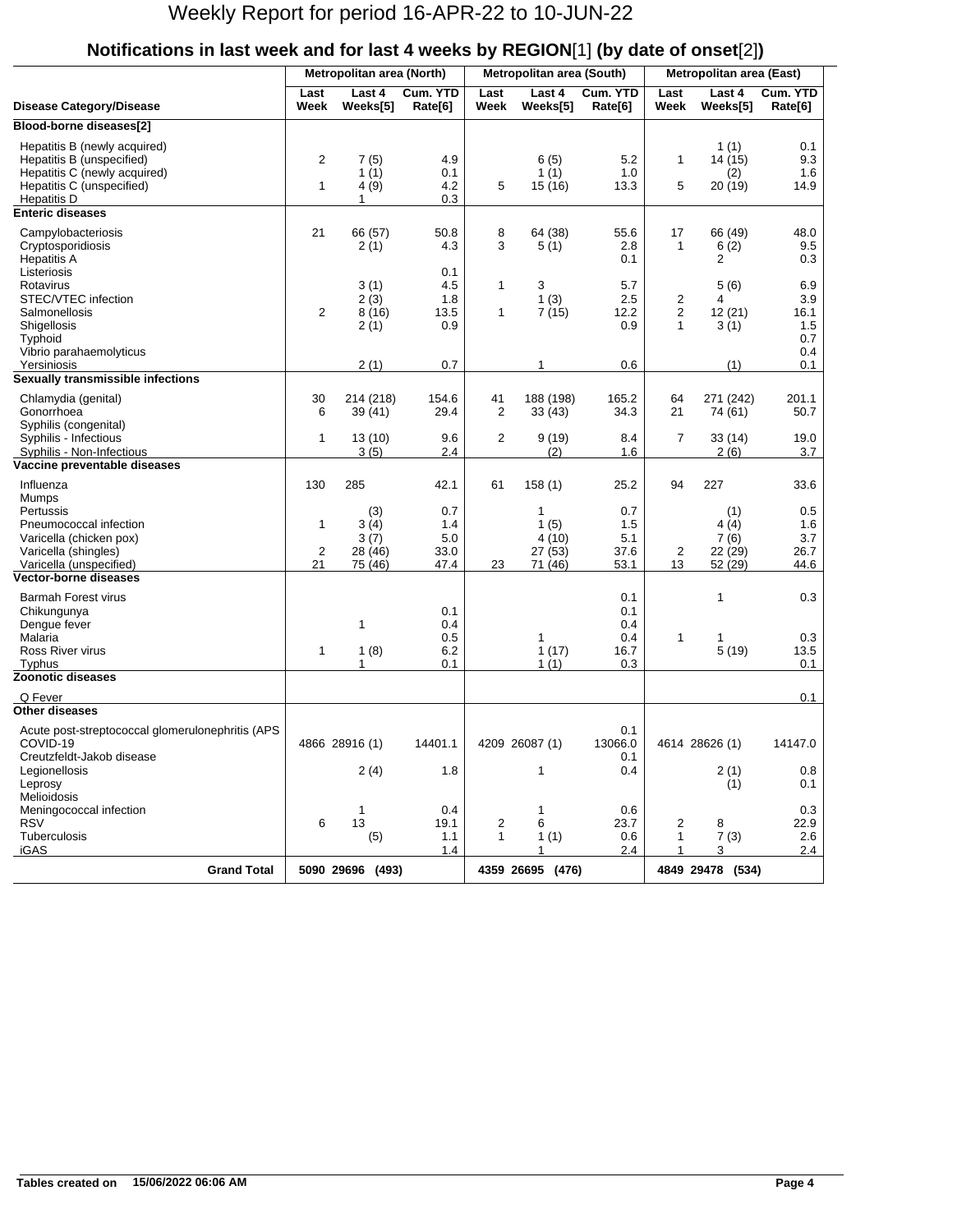# Weekly Report for period 16-APR-22 to 10-JUN-22

## Notifications in last week and for last 4 weeks by REGION[1] (by date of onset[2])

| Disease Category/Disease | Metropolitan area (North) | | | Metropolitan area (South) | | | Metropolitan area (East) | | |
|---|---|---|---|---|---|---|---|---|---|
| | Last Week | Last 4 Weeks[5] | Cum. YTD Rate[6] | Last Week | Last 4 Weeks[5] | Cum. YTD Rate[6] | Last Week | Last 4 Weeks[5] | Cum. YTD Rate[6] |
| **Blood-borne diseases[2]** | | | | | | | | | |
| Hepatitis B (newly acquired) | | | | | | | | 1 (1) | 0.1 |
| Hepatitis B (unspecified) | 2 | 7 (5) | 4.9 | | 6 (5) | 5.2 | 1 | 14 (15) | 9.3 |
| Hepatitis C (newly acquired) | | 1 (1) | 0.1 | | 1 (1) | 1.0 | | (2) | 1.6 |
| Hepatitis C (unspecified) | 1 | 4 (9) | 4.2 | 5 | 15 (16) | 13.3 | 5 | 20 (19) | 14.9 |
| Hepatitis D | | 1 | 0.3 | | | | | | |
| **Enteric diseases** | | | | | | | | | |
| Campylobacteriosis | 21 | 66 (57) | 50.8 | 8 | 64 (38) | 55.6 | 17 | 66 (49) | 48.0 |
| Cryptosporidiosis | | 2 (1) | 4.3 | 3 | 5 (1) | 2.8 | 1 | 6 (2) | 9.5 |
| Hepatitis A | | | | | | 0.1 | | 2 | 0.3 |
| Listeriosis | | | 0.1 | | | | | | |
| Rotavirus | | 3 (1) | 4.5 | 1 | 3 | 5.7 | | 5 (6) | 6.9 |
| STEC/VTEC infection | | 2 (3) | 1.8 | | 1 (3) | 2.5 | 2 | 4 | 3.9 |
| Salmonellosis | 2 | 8 (16) | 13.5 | 1 | 7 (15) | 12.2 | 2 | 12 (21) | 16.1 |
| Shigellosis | | 2 (1) | 0.9 | | | 0.9 | 1 | 3 (1) | 1.5 |
| Typhoid | | | | | | | | | 0.7 |
| Vibrio parahaemolyticus | | | | | | | | | 0.4 |
| Yersiniosis | | 2 (1) | 0.7 | | 1 | 0.6 | | (1) | 0.1 |
| **Sexually transmissible infections** | | | | | | | | | |
| Chlamydia (genital) | 30 | 214 (218) | 154.6 | 41 | 188 (198) | 165.2 | 64 | 271 (242) | 201.1 |
| Gonorrhoea | 6 | 39 (41) | 29.4 | 2 | 33 (43) | 34.3 | 21 | 74 (61) | 50.7 |
| Syphilis (congenital) | | | | | | | | | |
| Syphilis - Infectious | 1 | 13 (10) | 9.6 | 2 | 9 (19) | 8.4 | 7 | 33 (14) | 19.0 |
| Syphilis - Non-Infectious | | 3 (5) | 2.4 | | (2) | 1.6 | | 2 (6) | 3.7 |
| **Vaccine preventable diseases** | | | | | | | | | |
| Influenza | 130 | 285 | 42.1 | 61 | 158 (1) | 25.2 | 94 | 227 | 33.6 |
| Mumps | | | | | | | | | |
| Pertussis | | (3) | 0.7 | | 1 | 0.7 | | (1) | 0.5 |
| Pneumococcal infection | 1 | 3 (4) | 1.4 | | 1 (5) | 1.5 | | 4 (4) | 1.6 |
| Varicella (chicken pox) | | 3 (7) | 5.0 | | 4 (10) | 5.1 | | 7 (6) | 3.7 |
| Varicella (shingles) | 2 | 28 (46) | 33.0 | | 27 (53) | 37.6 | 2 | 22 (29) | 26.7 |
| Varicella (unspecified) | 21 | 75 (46) | 47.4 | 23 | 71 (46) | 53.1 | 13 | 52 (29) | 44.6 |
| **Vector-borne diseases** | | | | | | | | | |
| Barmah Forest virus | | | | | | 0.1 | | 1 | 0.3 |
| Chikungunya | | | 0.1 | | | 0.1 | | | |
| Dengue fever | | 1 | 0.4 | | | 0.4 | | | |
| Malaria | | | 0.5 | | 1 | 0.4 | 1 | 1 | 0.3 |
| Ross River virus | 1 | 1 (8) | 6.2 | | 1 (17) | 16.7 | | 5 (19) | 13.5 |
| Typhus | | 1 | 0.1 | | 1 (1) | 0.3 | | | 0.1 |
| **Zoonotic diseases** | | | | | | | | | |
| Q Fever | | | | | | | | | 0.1 |
| **Other diseases** | | | | | | | | | |
| Acute post-streptococcal glomerulonephritis (APS | | | | | | 0.1 | | | |
| COVID-19 | 4866 | 28916 (1) | 14401.1 | 4209 | 26087 (1) | 13066.0 | 4614 | 28626 (1) | 14147.0 |
| Creutzfeldt-Jakob disease | | | | | | 0.1 | | | |
| Legionellosis | | 2 (4) | 1.8 | | 1 | 0.4 | | 2 (1) | 0.8 |
| Leprosy | | | | | | | | (1) | 0.1 |
| Melioidosis | | | | | | | | | |
| Meningococcal infection | | 1 | 0.4 | | 1 | 0.6 | | | 0.3 |
| RSV | 6 | 13 | 19.1 | 2 | 6 | 23.7 | 2 | 8 | 22.9 |
| Tuberculosis | | (5) | 1.1 | 1 | 1 (1) | 0.6 | 1 | 7 (3) | 2.6 |
| iGAS | | | 1.4 | | 1 | 2.4 | 1 | 3 | 2.4 |
| **Grand Total** | **5090** | **29696 (493)** | | **4359** | **26695 (476)** | | **4849** | **29478 (534)** | |

**Tables created on 15/06/2022 06:06 AM**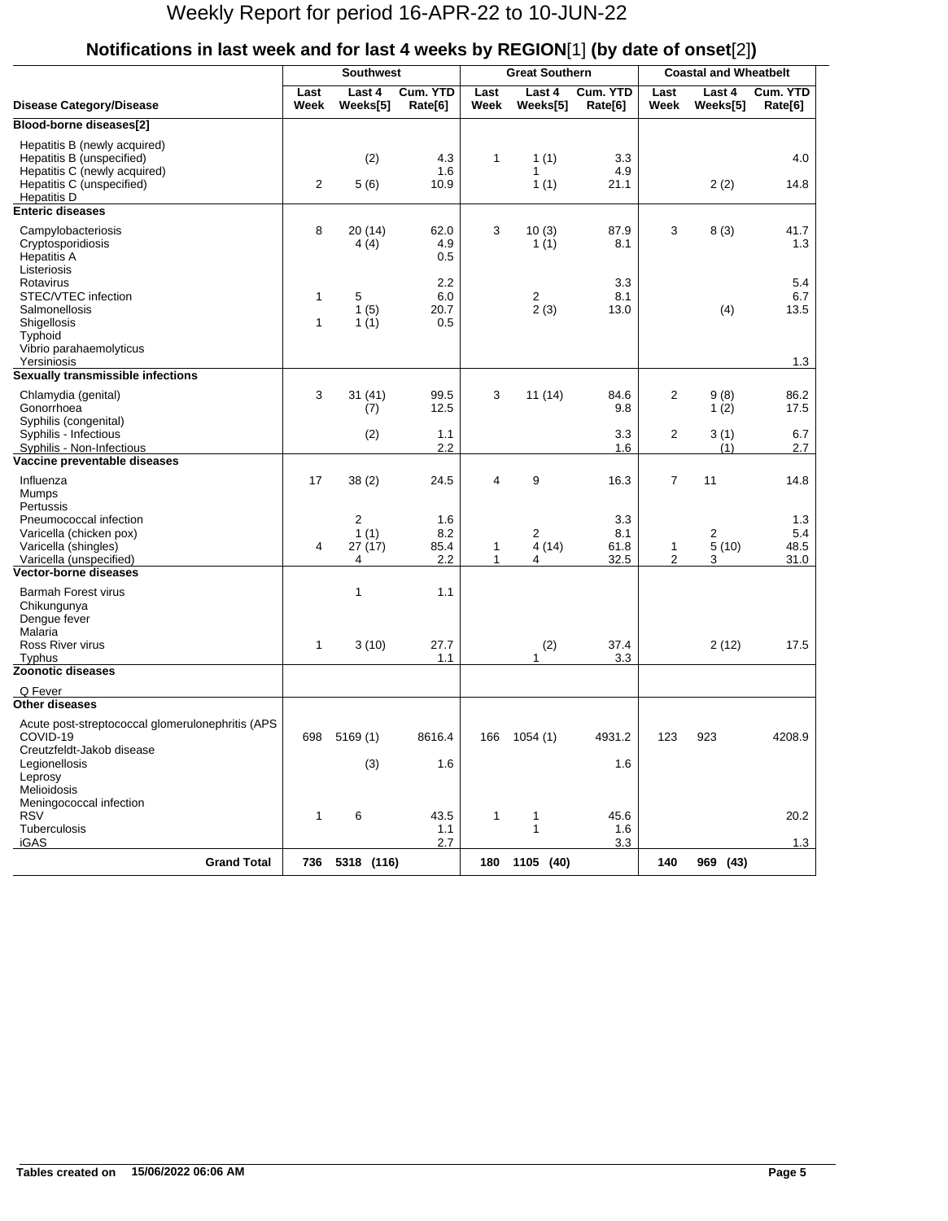# Weekly Report for period 16-APR-22 to 10-JUN-22

## Notifications in last week and for last 4 weeks by REGION[1] (by date of onset[2])

| Disease Category/Disease | Southwest Last Week | Southwest Last 4 Weeks[5] | Southwest Cum. YTD Rate[6] | Great Southern Last Week | Great Southern Last 4 Weeks[5] | Great Southern Cum. YTD Rate[6] | Coastal and Wheatbelt Last Week | Coastal and Wheatbelt Last 4 Weeks[5] | Coastal and Wheatbelt Cum. YTD Rate[6] |
|---|---|---|---|---|---|---|---|---|---|
| **Blood-borne diseases[2]** | | | | | | | | | |
| Hepatitis B (newly acquired) | | | | | | | | | |
| Hepatitis B (unspecified) | | (2) | 4.3 | 1 | 1 (1) | 3.3 | | | 4.0 |
| Hepatitis C (newly acquired) | | | 1.6 | | 1 | 4.9 | | | |
| Hepatitis C (unspecified) | 2 | 5 (6) | 10.9 | | 1 (1) | 21.1 | | 2 (2) | 14.8 |
| Hepatitis D | | | | | | | | | |
| **Enteric diseases** | | | | | | | | | |
| Campylobacteriosis | 8 | 20 (14) | 62.0 | 3 | 10 (3) | 87.9 | 3 | 8 (3) | 41.7 |
| Cryptosporidiosis | | 4 (4) | 4.9 | | 1 (1) | 8.1 | | | 1.3 |
| Hepatitis A | | | 0.5 | | | | | | |
| Listeriosis | | | | | | | | | |
| Rotavirus | | | 2.2 | | | 3.3 | | | 5.4 |
| STEC/VTEC infection | 1 | 5 | 6.0 | | 2 | 8.1 | | | 6.7 |
| Salmonellosis | | 1 (5) | 20.7 | | 2 (3) | 13.0 | | (4) | 13.5 |
| Shigellosis | 1 | 1 (1) | 0.5 | | | | | | |
| Typhoid | | | | | | | | | |
| Vibrio parahaemolyticus | | | | | | | | | |
| Yersiniosis | | | | | | | | | 1.3 |
| **Sexually transmissible infections** | | | | | | | | | |
| Chlamydia (genital) | 3 | 31 (41) | 99.5 | 3 | 11 (14) | 84.6 | 2 | 9 (8) | 86.2 |
| Gonorrhoea | | (7) | 12.5 | | | 9.8 | | 1 (2) | 17.5 |
| Syphilis (congenital) | | | | | | | | | |
| Syphilis - Infectious | | (2) | 1.1 | | | 3.3 | 2 | 3 (1) | 6.7 |
| Syphilis - Non-Infectious | | | 2.2 | | | 1.6 | | (1) | 2.7 |
| **Vaccine preventable diseases** | | | | | | | | | |
| Influenza | 17 | 38 (2) | 24.5 | 4 | 9 | 16.3 | 7 | 11 | 14.8 |
| Mumps | | | | | | | | | |
| Pertussis | | | | | | | | | |
| Pneumococcal infection | | 2 | 1.6 | | | 3.3 | | | 1.3 |
| Varicella (chicken pox) | | 1 (1) | 8.2 | | 2 | 8.1 | | 2 | 5.4 |
| Varicella (shingles) | 4 | 27 (17) | 85.4 | 1 | 4 (14) | 61.8 | 1 | 5 (10) | 48.5 |
| Varicella (unspecified) | | 4 | 2.2 | 1 | 4 | 32.5 | 2 | 3 | 31.0 |
| **Vector-borne diseases** | | | | | | | | | |
| Barmah Forest virus | | 1 | 1.1 | | | | | | |
| Chikungunya | | | | | | | | | |
| Dengue fever | | | | | | | | | |
| Malaria | | | | | | | | | |
| Ross River virus | 1 | 3 (10) | 27.7 | | (2) | 37.4 | | 2 (12) | 17.5 |
| Typhus | | | 1.1 | | 1 | 3.3 | | | |
| **Zoonotic diseases** | | | | | | | | | |
| Q Fever | | | | | | | | | |
| **Other diseases** | | | | | | | | | |
| Acute post-streptococcal glomerulonephritis (APS | | | | | | | | | |
| COVID-19 | 698 | 5169 (1) | 8616.4 | 166 | 1054 (1) | 4931.2 | 123 | 923 | 4208.9 |
| Creutzfeldt-Jakob disease | | | | | | | | | |
| Legionellosis | | (3) | 1.6 | | | 1.6 | | | |
| Leprosy | | | | | | | | | |
| Melioidosis | | | | | | | | | |
| Meningococcal infection | | | | | | | | | |
| RSV | 1 | 6 | 43.5 | 1 | 1 | 45.6 | | | 20.2 |
| Tuberculosis | | | 1.1 | | 1 | 1.6 | | | |
| iGAS | | | 2.7 | | | 3.3 | | | 1.3 |
| **Grand Total** | **736** | **5318 (116)** | | **180** | **1105 (40)** | | **140** | **969 (43)** | |

**Tables created on 15/06/2022 06:06 AM**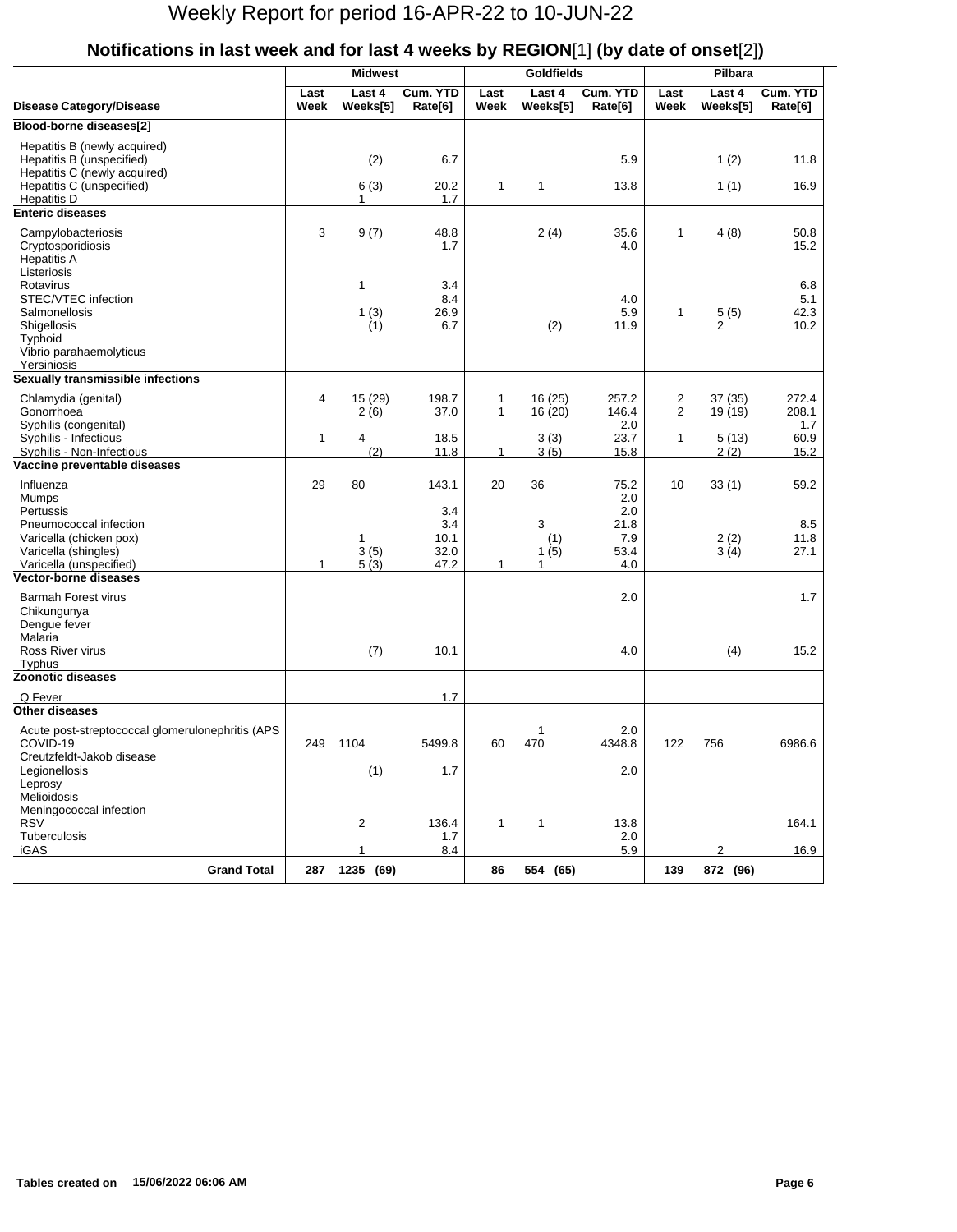# Weekly Report for period 16-APR-22 to 10-JUN-22

## Notifications in last week and for last 4 weeks by REGION[1] (by date of onset[2])

| Disease Category/Disease | Midwest Last Week | Midwest Last 4 Weeks[5] | Midwest Cum. YTD Rate[6] | Goldfields Last Week | Goldfields Last 4 Weeks[5] | Goldfields Cum. YTD Rate[6] | Pilbara Last Week | Pilbara Last 4 Weeks[5] | Pilbara Cum. YTD Rate[6] |
|---|---|---|---|---|---|---|---|---|---|
| **Blood-borne diseases[2]** | | | | | | | | | |
| Hepatitis B (newly acquired) | | | | | | | | | |
| Hepatitis B (unspecified) | | (2) | 6.7 | | | 5.9 | | 1 (2) | 11.8 |
| Hepatitis C (newly acquired) | | | | | | | | | |
| Hepatitis C (unspecified) | | 6 (3) | 20.2 | 1 | 1 | 13.8 | | 1 (1) | 16.9 |
| Hepatitis D | | 1 | 1.7 | | | | | | |
| **Enteric diseases** | | | | | | | | | |
| Campylobacteriosis | 3 | 9 (7) | 48.8 | | 2 (4) | 35.6 | 1 | 4 (8) | 50.8 |
| Cryptosporidiosis | | | 1.7 | | | 4.0 | | | 15.2 |
| Hepatitis A | | | | | | | | | |
| Listeriosis | | | | | | | | | |
| Rotavirus | | 1 | 3.4 | | | | | | 6.8 |
| STEC/VTEC infection | | | 8.4 | | | 4.0 | | | 5.1 |
| Salmonellosis | | 1 (3) | 26.9 | | | 5.9 | 1 | 5 (5) | 42.3 |
| Shigellosis | | (1) | 6.7 | | (2) | 11.9 | | 2 | 10.2 |
| Typhoid | | | | | | | | | |
| Vibrio parahaemolyticus | | | | | | | | | |
| Yersiniosis | | | | | | | | | |
| **Sexually transmissible infections** | | | | | | | | | |
| Chlamydia (genital) | 4 | 15 (29) | 198.7 | 1 | 16 (25) | 257.2 | 2 | 37 (35) | 272.4 |
| Gonorrhoea | | 2 (6) | 37.0 | 1 | 16 (20) | 146.4 | 2 | 19 (19) | 208.1 |
| Syphilis (congenital) | | | | | | 2.0 | | | 1.7 |
| Syphilis - Infectious | 1 | 4 | 18.5 | | 3 (3) | 23.7 | 1 | 5 (13) | 60.9 |
| Syphilis - Non-Infectious | | (2) | 11.8 | 1 | 3 (5) | 15.8 | | 2 (2) | 15.2 |
| **Vaccine preventable diseases** | | | | | | | | | |
| Influenza | 29 | 80 | 143.1 | 20 | 36 | 75.2 | 10 | 33 (1) | 59.2 |
| Mumps | | | | | | 2.0 | | | |
| Pertussis | | | 3.4 | | | 2.0 | | | |
| Pneumococcal infection | | | 3.4 | | 3 | 21.8 | | | 8.5 |
| Varicella (chicken pox) | | 1 | 10.1 | | (1) | 7.9 | | 2 (2) | 11.8 |
| Varicella (shingles) | | 3 (5) | 32.0 | | 1 (5) | 53.4 | | 3 (4) | 27.1 |
| Varicella (unspecified) | 1 | 5 (3) | 47.2 | 1 | 1 | 4.0 | | | |
| **Vector-borne diseases** | | | | | | | | | |
| Barmah Forest virus | | | | | | 2.0 | | | 1.7 |
| Chikungunya | | | | | | | | | |
| Dengue fever | | | | | | | | | |
| Malaria | | | | | | | | | |
| Ross River virus | | (7) | 10.1 | | | 4.0 | | (4) | 15.2 |
| Typhus | | | | | | | | | |
| **Zoonotic diseases** | | | | | | | | | |
| Q Fever | | | 1.7 | | | | | | |
| **Other diseases** | | | | | | | | | |
| Acute post-streptococcal glomerulonephritis (APS | | | | | 1 | 2.0 | | | |
| COVID-19 | 249 | 1104 | 5499.8 | 60 | 470 | 4348.8 | 122 | 756 | 6986.6 |
| Creutzfeldt-Jakob disease | | | | | | | | | |
| Legionellosis | | (1) | 1.7 | | | 2.0 | | | |
| Leprosy | | | | | | | | | |
| Melioidosis | | | | | | | | | |
| Meningococcal infection | | | | | | | | | |
| RSV | | 2 | 136.4 | 1 | 1 | 13.8 | | | 164.1 |
| Tuberculosis | | | 1.7 | | | 2.0 | | | |
| iGAS | | 1 | 8.4 | | | 5.9 | | 2 | 16.9 |
| **Grand Total** | **287** | **1235 (69)** | | **86** | **554 (65)** | | **139** | **872 (96)** | |

**Tables created on 15/06/2022 06:06 AM**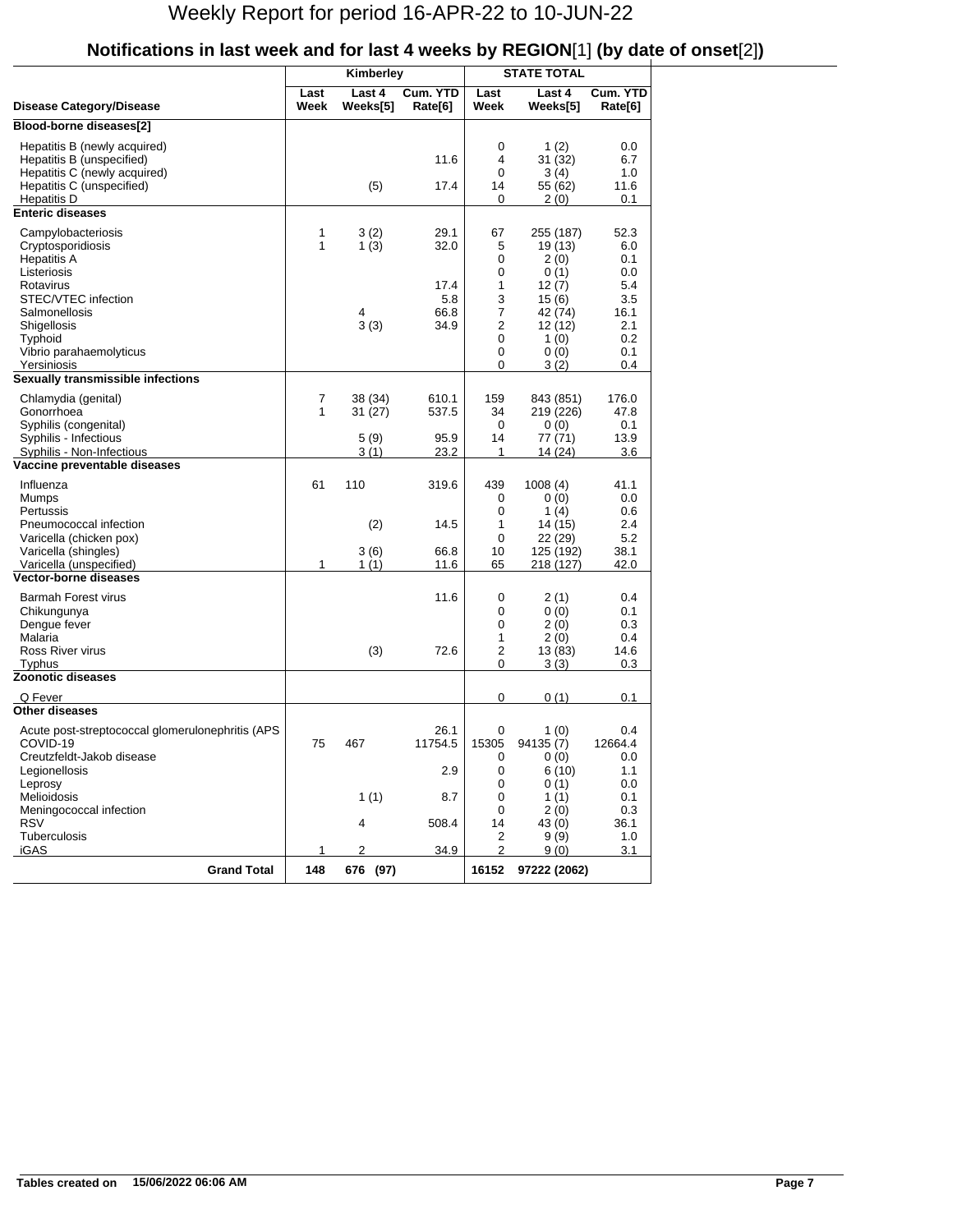# Weekly Report for period 16-APR-22 to 10-JUN-22

## Notifications in last week and for last 4 weeks by REGION[1] (by date of onset[2])

| Disease Category/Disease | Kimberley | | | STATE TOTAL | | |
|---|---|---|---|---|---|---|
| | Last Week | Last 4 Weeks[5] | Cum. YTD Rate[6] | Last Week | Last 4 Weeks[5] | Cum. YTD Rate[6] |
| **Blood-borne diseases[2]** | | | | | | |
| Hepatitis B (newly acquired) | | | | 0 | 1 (2) | 0.0 |
| Hepatitis B (unspecified) | | | 11.6 | 4 | 31 (32) | 6.7 |
| Hepatitis C (newly acquired) | | | | 0 | 3 (4) | 1.0 |
| Hepatitis C (unspecified) | | (5) | 17.4 | 14 | 55 (62) | 11.6 |
| Hepatitis D | | | | 0 | 2 (0) | 0.1 |
| **Enteric diseases** | | | | | | |
| Campylobacteriosis | 1 | 3 (2) | 29.1 | 67 | 255 (187) | 52.3 |
| Cryptosporidiosis | 1 | 1 (3) | 32.0 | 5 | 19 (13) | 6.0 |
| Hepatitis A | | | | 0 | 2 (0) | 0.1 |
| Listeriosis | | | | 0 | 0 (1) | 0.0 |
| Rotavirus | | | 17.4 | 1 | 12 (7) | 5.4 |
| STEC/VTEC infection | | | 5.8 | 3 | 15 (6) | 3.5 |
| Salmonellosis | | 4 | 66.8 | 7 | 42 (74) | 16.1 |
| Shigellosis | | 3 (3) | 34.9 | 2 | 12 (12) | 2.1 |
| Typhoid | | | | 0 | 1 (0) | 0.2 |
| Vibrio parahaemolyticus | | | | 0 | 0 (0) | 0.1 |
| Yersiniosis | | | | 0 | 3 (2) | 0.4 |
| **Sexually transmissible infections** | | | | | | |
| Chlamydia (genital) | 7 | 38 (34) | 610.1 | 159 | 843 (851) | 176.0 |
| Gonorrhoea | 1 | 31 (27) | 537.5 | 34 | 219 (226) | 47.8 |
| Syphilis (congenital) | | | | 0 | 0 (0) | 0.1 |
| Syphilis - Infectious | | 5 (9) | 95.9 | 14 | 77 (71) | 13.9 |
| Syphilis - Non-Infectious | | 3 (1) | 23.2 | 1 | 14 (24) | 3.6 |
| **Vaccine preventable diseases** | | | | | | |
| Influenza | 61 | 110 | 319.6 | 439 | 1008 (4) | 41.1 |
| Mumps | | | | 0 | 0 (0) | 0.0 |
| Pertussis | | | | 0 | 1 (4) | 0.6 |
| Pneumococcal infection | | (2) | 14.5 | 1 | 14 (15) | 2.4 |
| Varicella (chicken pox) | | | | 0 | 22 (29) | 5.2 |
| Varicella (shingles) | | 3 (6) | 66.8 | 10 | 125 (192) | 38.1 |
| Varicella (unspecified) | 1 | 1 (1) | 11.6 | 65 | 218 (127) | 42.0 |
| **Vector-borne diseases** | | | | | | |
| Barmah Forest virus | | | 11.6 | 0 | 2 (1) | 0.4 |
| Chikungunya | | | | 0 | 0 (0) | 0.1 |
| Dengue fever | | | | 0 | 2 (0) | 0.3 |
| Malaria | | | | 1 | 2 (0) | 0.4 |
| Ross River virus | | (3) | 72.6 | 2 | 13 (83) | 14.6 |
| Typhus | | | | 0 | 3 (3) | 0.3 |
| **Zoonotic diseases** | | | | | | |
| Q Fever | | | | 0 | 0 (1) | 0.1 |
| **Other diseases** | | | | | | |
| Acute post-streptococcal glomerulonephritis (APS | | | 26.1 | 0 | 1 (0) | 0.4 |
| COVID-19 | 75 | 467 | 11754.5 | 15305 | 94135 (7) | 12664.4 |
| Creutzfeldt-Jakob disease | | | | 0 | 0 (0) | 0.0 |
| Legionellosis | | | 2.9 | 0 | 6 (10) | 1.1 |
| Leprosy | | | | 0 | 0 (1) | 0.0 |
| Melioidosis | | 1 (1) | 8.7 | 0 | 1 (1) | 0.1 |
| Meningococcal infection | | | | 0 | 2 (0) | 0.3 |
| RSV | | 4 | 508.4 | 14 | 43 (0) | 36.1 |
| Tuberculosis | | | | 2 | 9 (9) | 1.0 |
| iGAS | 1 | 2 | 34.9 | 2 | 9 (0) | 3.1 |
| **Grand Total** | **148** | **676 (97)** | | **16152** | **97222 (2062)** | |

**Tables created on 15/06/2022 06:06 AM**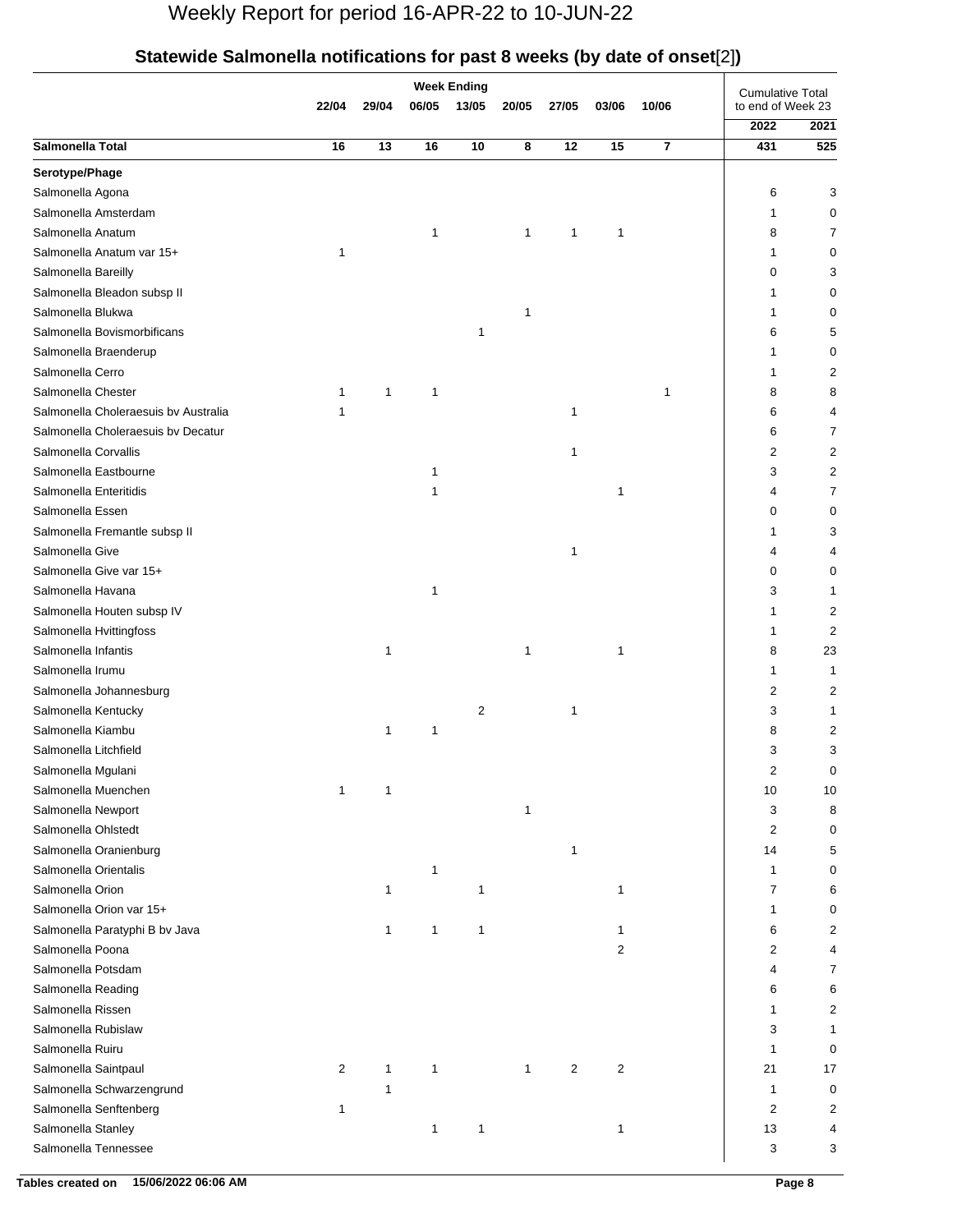# Weekly Report for period 16-APR-22 to 10-JUN-22

## Statewide Salmonella notifications for past 8 weeks (by date of onset[2])

| | Week Ending | | | | | | | | Cumulative Total to end of Week 23 | |
|---|---|---|---|---|---|---|---|---|---|---|
| | 22/04 | 29/04 | 06/05 | 13/05 | 20/05 | 27/05 | 03/06 | 10/06 | 2022 | 2021 |
| **Salmonella Total** | **16** | **13** | **16** | **10** | **8** | **12** | **15** | **7** | **431** | **525** |
| **Serotype/Phage** | | | | | | | | | | |
| Salmonella Agona | | | | | | | | | 6 | 3 |
| Salmonella Amsterdam | | | | | | | | | 1 | 0 |
| Salmonella Anatum | | | 1 | | 1 | 1 | 1 | | 8 | 7 |
| Salmonella Anatum var 15+ | 1 | | | | | | | | 1 | 0 |
| Salmonella Bareilly | | | | | | | | | 0 | 3 |
| Salmonella Bleadon subsp II | | | | | | | | | 1 | 0 |
| Salmonella Blukwa | | | | | 1 | | | | 1 | 0 |
| Salmonella Bovismorbificans | | | | 1 | | | | | 6 | 5 |
| Salmonella Braenderup | | | | | | | | | 1 | 0 |
| Salmonella Cerro | | | | | | | | | 1 | 2 |
| Salmonella Chester | 1 | 1 | 1 | | | | | 1 | 8 | 8 |
| Salmonella Choleraesuis bv Australia | 1 | | | | | 1 | | | 6 | 4 |
| Salmonella Choleraesuis bv Decatur | | | | | | | | | 6 | 7 |
| Salmonella Corvallis | | | | | | 1 | | | 2 | 2 |
| Salmonella Eastbourne | | | 1 | | | | | | 3 | 2 |
| Salmonella Enteritidis | | | 1 | | | | 1 | | 4 | 7 |
| Salmonella Essen | | | | | | | | | 0 | 0 |
| Salmonella Fremantle subsp II | | | | | | | | | 1 | 3 |
| Salmonella Give | | | | | | 1 | | | 4 | 4 |
| Salmonella Give var 15+ | | | | | | | | | 0 | 0 |
| Salmonella Havana | | | 1 | | | | | | 3 | 1 |
| Salmonella Houten subsp IV | | | | | | | | | 1 | 2 |
| Salmonella Hvittingfoss | | | | | | | | | 1 | 2 |
| Salmonella Infantis | | 1 | | | 1 | | 1 | | 8 | 23 |
| Salmonella Irumu | | | | | | | | | 1 | 1 |
| Salmonella Johannesburg | | | | | | | | | 2 | 2 |
| Salmonella Kentucky | | | | 2 | | 1 | | | 3 | 1 |
| Salmonella Kiambu | | 1 | 1 | | | | | | 8 | 2 |
| Salmonella Litchfield | | | | | | | | | 3 | 3 |
| Salmonella Mgulani | | | | | | | | | 2 | 0 |
| Salmonella Muenchen | 1 | 1 | | | | | | | 10 | 10 |
| Salmonella Newport | | | | | 1 | | | | 3 | 8 |
| Salmonella Ohlstedt | | | | | | | | | 2 | 0 |
| Salmonella Oranienburg | | | | | | 1 | | | 14 | 5 |
| Salmonella Orientalis | | | 1 | | | | | | 1 | 0 |
| Salmonella Orion | | 1 | | 1 | | | 1 | | 7 | 6 |
| Salmonella Orion var 15+ | | | | | | | | | 1 | 0 |
| Salmonella Paratyphi B bv Java | | 1 | 1 | 1 | | | 1 | | 6 | 2 |
| Salmonella Poona | | | | | | | 2 | | 2 | 4 |
| Salmonella Potsdam | | | | | | | | | 4 | 7 |
| Salmonella Reading | | | | | | | | | 6 | 6 |
| Salmonella Rissen | | | | | | | | | 1 | 2 |
| Salmonella Rubislaw | | | | | | | | | 3 | 1 |
| Salmonella Ruiru | | | | | | | | | 1 | 0 |
| Salmonella Saintpaul | 2 | 1 | 1 | | 1 | 2 | 2 | | 21 | 17 |
| Salmonella Schwarzengrund | | 1 | | | | | | | 1 | 0 |
| Salmonella Senftenberg | 1 | | | | | | | | 2 | 2 |
| Salmonella Stanley | | | 1 | 1 | | | 1 | | 13 | 4 |
| Salmonella Tennessee | | | | | | | | | 3 | 3 |

**Tables created on** 15/06/2022 06:06 AM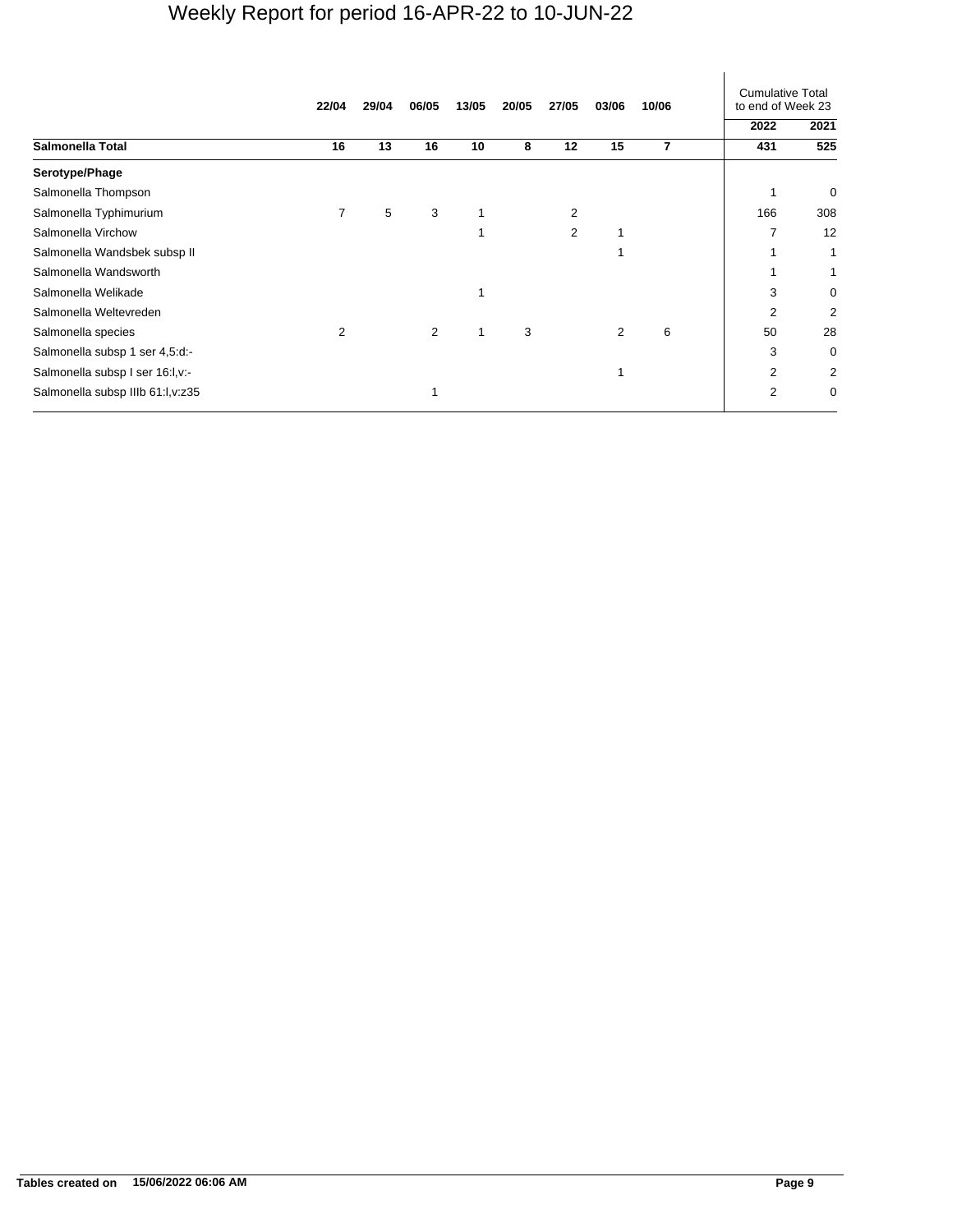# Weekly Report for period 16-APR-22 to 10-JUN-22

| | 22/04 | 29/04 | 06/05 | 13/05 | 20/05 | 27/05 | 03/06 | 10/06 | Cumulative Total to end of Week 23 2022 | 2021 |
|---|---|---|---|---|---|---|---|---|---|---|
| **Salmonella Total** | **16** | **13** | **16** | **10** | **8** | **12** | **15** | **7** | **431** | **525** |
| **Serotype/Phage** | | | | | | | | | | |
| Salmonella Thompson | | | | | | | | | 1 | 0 |
| Salmonella Typhimurium | 7 | 5 | 3 | 1 | | 2 | | | 166 | 308 |
| Salmonella Virchow | | | | 1 | | 2 | 1 | | 7 | 12 |
| Salmonella Wandsbek subsp II | | | | | | | 1 | | 1 | 1 |
| Salmonella Wandsworth | | | | | | | | | 1 | 1 |
| Salmonella Welikade | | | | 1 | | | | | 3 | 0 |
| Salmonella Weltevreden | | | | | | | | | 2 | 2 |
| Salmonella species | 2 | | 2 | 1 | 3 | | 2 | 6 | 50 | 28 |
| Salmonella subsp 1 ser 4,5:d:- | | | | | | | | | 3 | 0 |
| Salmonella subsp I ser 16:l,v:- | | | | | | | 1 | | 2 | 2 |
| Salmonella subsp IIIb 61:l,v:z35 | | | 1 | | | | | | 2 | 0 |

**Tables created on 15/06/2022 06:06 AM**